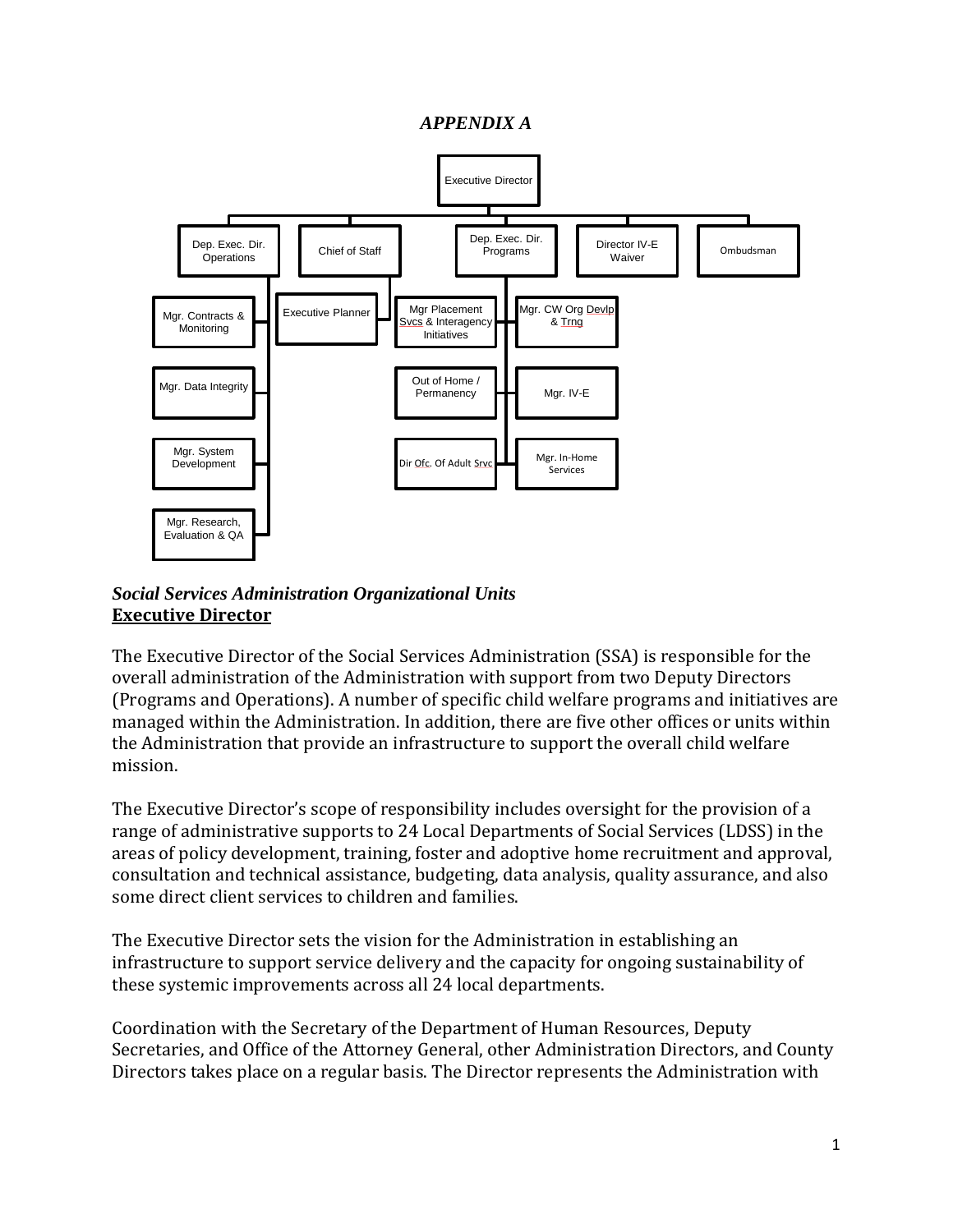# *APPENDIX A*

- Executive Director
  - Dep. Exec. Dir. Operations
    - Mgr. Contracts & Monitoring
    - Mgr. Data Integrity
    - Mgr. System Development
    - Mgr. Research, Evaluation & QA
  - Chief of Staff
    - Executive Planner
  - Dep. Exec. Dir. Programs
    - Mgr Placement Svcs & Interagency Initiatives
    - Mgr. CW Org Devlp & Trng
    - Out of Home / Permanency
    - Mgr. IV-E
    - Dir Ofc. Of Adult Srvc
    - Mgr. In-Home Services
  - Director IV-E Waiver
  - Ombudsman

***Social Services Administration Organizational Units***

**Executive Director**

The Executive Director of the Social Services Administration (SSA) is responsible for the overall administration of the Administration with support from two Deputy Directors (Programs and Operations). A number of specific child welfare programs and initiatives are managed within the Administration. In addition, there are five other offices or units within the Administration that provide an infrastructure to support the overall child welfare mission.

The Executive Director's scope of responsibility includes oversight for the provision of a range of administrative supports to 24 Local Departments of Social Services (LDSS) in the areas of policy development, training, foster and adoptive home recruitment and approval, consultation and technical assistance, budgeting, data analysis, quality assurance, and also some direct client services to children and families.

The Executive Director sets the vision for the Administration in establishing an infrastructure to support service delivery and the capacity for ongoing sustainability of these systemic improvements across all 24 local departments.

Coordination with the Secretary of the Department of Human Resources, Deputy Secretaries, and Office of the Attorney General, other Administration Directors, and County Directors takes place on a regular basis. The Director represents the Administration with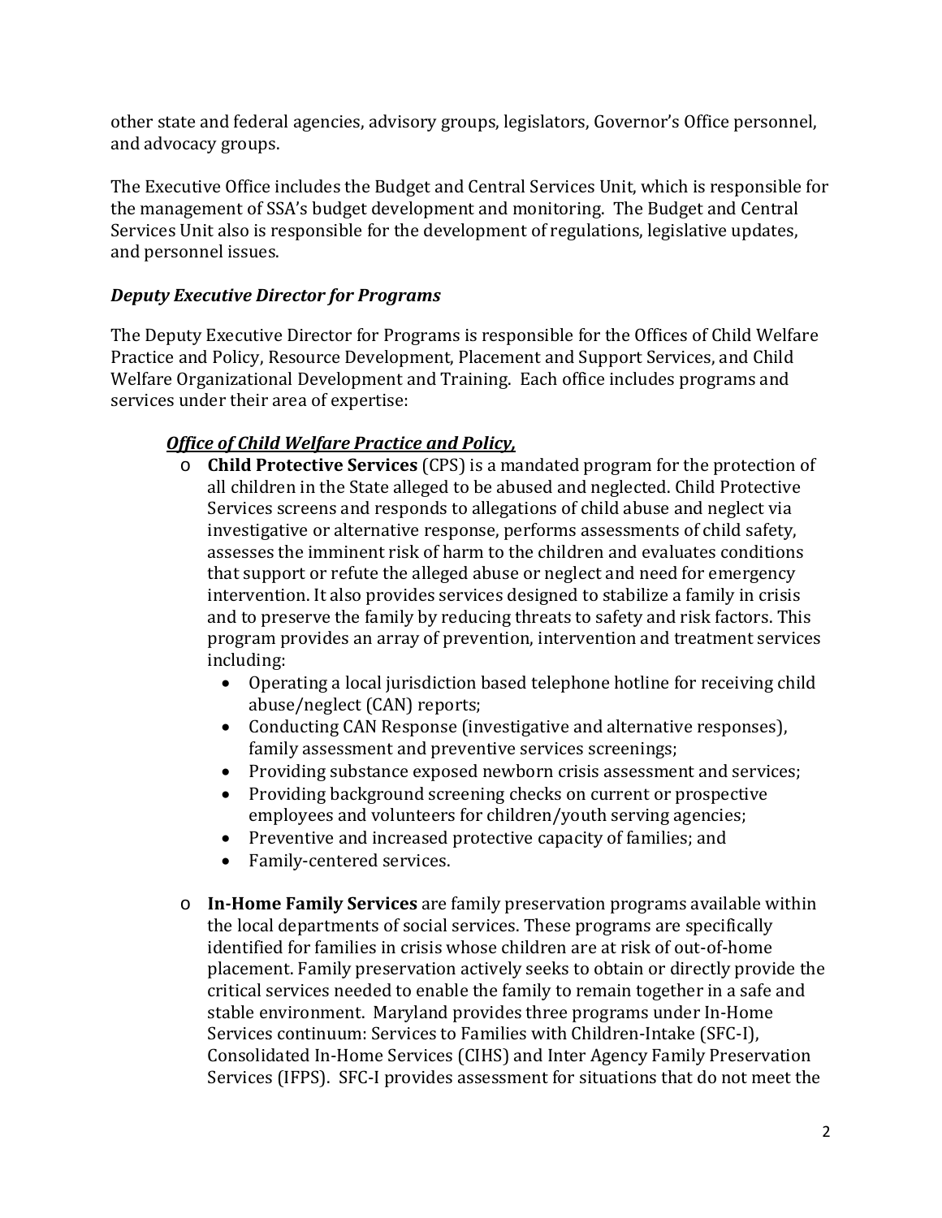other state and federal agencies, advisory groups, legislators, Governor's Office personnel, and advocacy groups.

The Executive Office includes the Budget and Central Services Unit, which is responsible for the management of SSA's budget development and monitoring. The Budget and Central Services Unit also is responsible for the development of regulations, legislative updates, and personnel issues.

***Deputy Executive Director for Programs***

The Deputy Executive Director for Programs is responsible for the Offices of Child Welfare Practice and Policy, Resource Development, Placement and Support Services, and Child Welfare Organizational Development and Training. Each office includes programs and services under their area of expertise:

***<u>Office of Child Welfare Practice and Policy,</u>***

- **Child Protective Services** (CPS) is a mandated program for the protection of all children in the State alleged to be abused and neglected. Child Protective Services screens and responds to allegations of child abuse and neglect via investigative or alternative response, performs assessments of child safety, assesses the imminent risk of harm to the children and evaluates conditions that support or refute the alleged abuse or neglect and need for emergency intervention. It also provides services designed to stabilize a family in crisis and to preserve the family by reducing threats to safety and risk factors. This program provides an array of prevention, intervention and treatment services including:
  - Operating a local jurisdiction based telephone hotline for receiving child abuse/neglect (CAN) reports;
  - Conducting CAN Response (investigative and alternative responses), family assessment and preventive services screenings;
  - Providing substance exposed newborn crisis assessment and services;
  - Providing background screening checks on current or prospective employees and volunteers for children/youth serving agencies;
  - Preventive and increased protective capacity of families; and
  - Family-centered services.

- **In-Home Family Services** are family preservation programs available within the local departments of social services. These programs are specifically identified for families in crisis whose children are at risk of out-of-home placement. Family preservation actively seeks to obtain or directly provide the critical services needed to enable the family to remain together in a safe and stable environment. Maryland provides three programs under In-Home Services continuum: Services to Families with Children-Intake (SFC-I), Consolidated In-Home Services (CIHS) and Inter Agency Family Preservation Services (IFPS). SFC-I provides assessment for situations that do not meet the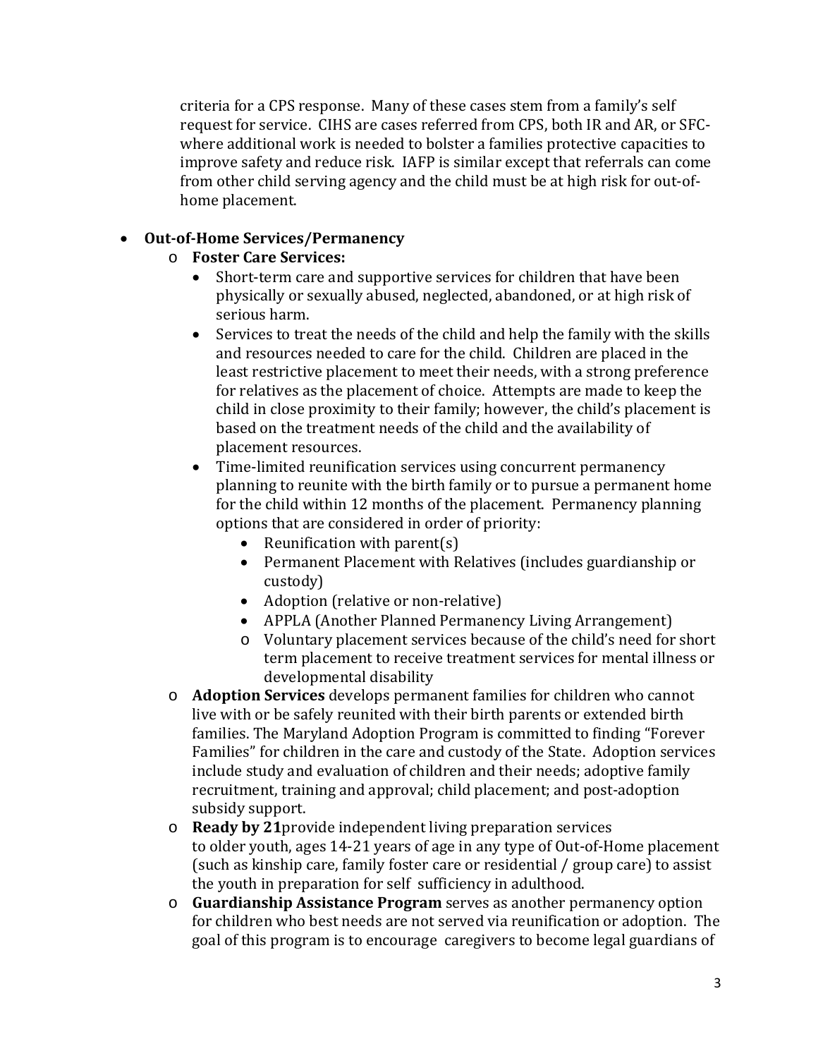criteria for a CPS response. Many of these cases stem from a family's self request for service. CIHS are cases referred from CPS, both IR and AR, or SFC- where additional work is needed to bolster a families protective capacities to improve safety and reduce risk. IAFP is similar except that referrals can come from other child serving agency and the child must be at high risk for out-of-home placement.

- **Out-of-Home Services/Permanency**
  - **Foster Care Services:**
    - Short-term care and supportive services for children that have been physically or sexually abused, neglected, abandoned, or at high risk of serious harm.
    - Services to treat the needs of the child and help the family with the skills and resources needed to care for the child. Children are placed in the least restrictive placement to meet their needs, with a strong preference for relatives as the placement of choice. Attempts are made to keep the child in close proximity to their family; however, the child's placement is based on the treatment needs of the child and the availability of placement resources.
    - Time-limited reunification services using concurrent permanency planning to reunite with the birth family or to pursue a permanent home for the child within 12 months of the placement. Permanency planning options that are considered in order of priority:
      - Reunification with parent(s)
      - Permanent Placement with Relatives (includes guardianship or custody)
      - Adoption (relative or non-relative)
      - APPLA (Another Planned Permanency Living Arrangement)
      - Voluntary placement services because of the child's need for short term placement to receive treatment services for mental illness or developmental disability
  - **Adoption Services** develops permanent families for children who cannot live with or be safely reunited with their birth parents or extended birth families. The Maryland Adoption Program is committed to finding "Forever Families" for children in the care and custody of the State. Adoption services include study and evaluation of children and their needs; adoptive family recruitment, training and approval; child placement; and post-adoption subsidy support.
  - **Ready by 21**provide independent living preparation services to older youth, ages 14-21 years of age in any type of Out-of-Home placement (such as kinship care, family foster care or residential / group care) to assist the youth in preparation for self sufficiency in adulthood.
  - **Guardianship Assistance Program** serves as another permanency option for children who best needs are not served via reunification or adoption. The goal of this program is to encourage caregivers to become legal guardians of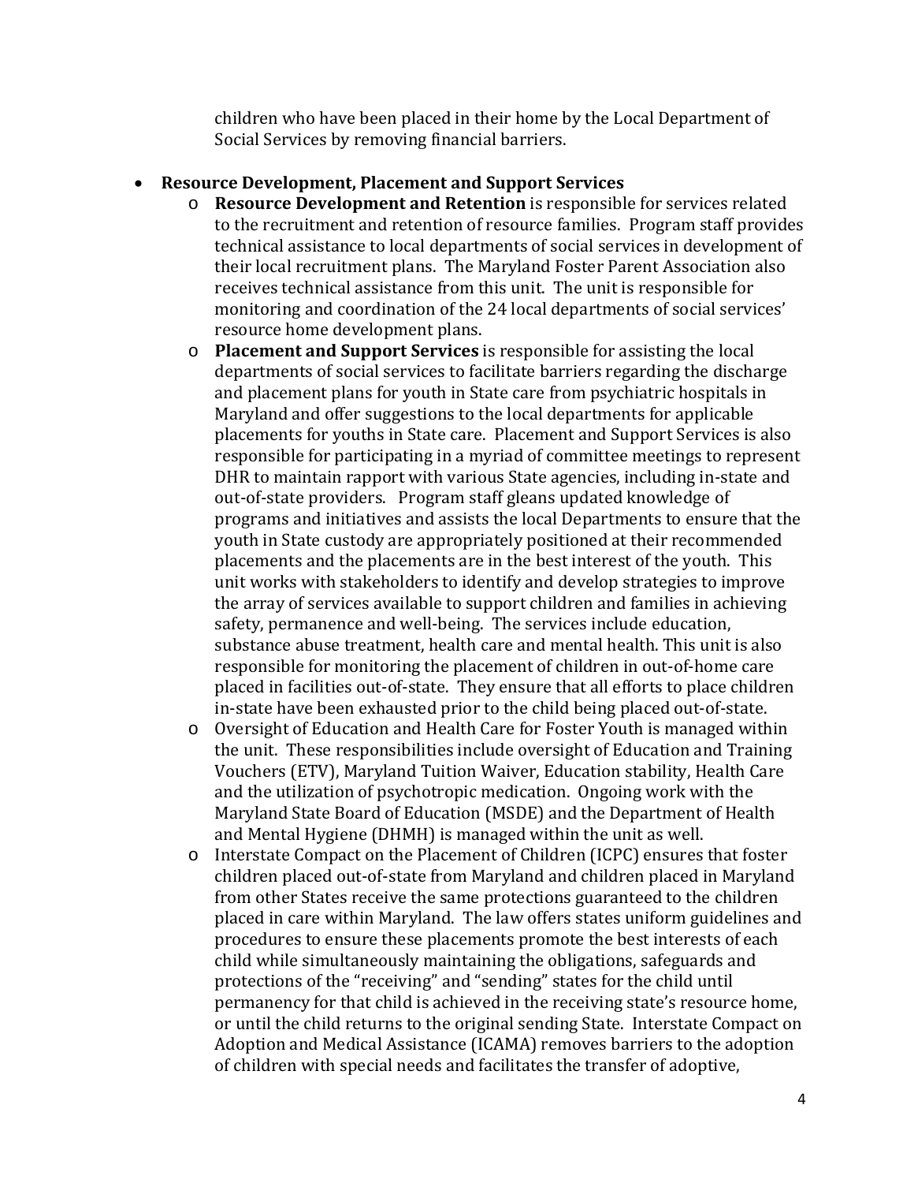children who have been placed in their home by the Local Department of Social Services by removing financial barriers.

- **Resource Development, Placement and Support Services**
  - **Resource Development and Retention** is responsible for services related to the recruitment and retention of resource families. Program staff provides technical assistance to local departments of social services in development of their local recruitment plans. The Maryland Foster Parent Association also receives technical assistance from this unit. The unit is responsible for monitoring and coordination of the 24 local departments of social services' resource home development plans.
  - **Placement and Support Services** is responsible for assisting the local departments of social services to facilitate barriers regarding the discharge and placement plans for youth in State care from psychiatric hospitals in Maryland and offer suggestions to the local departments for applicable placements for youths in State care. Placement and Support Services is also responsible for participating in a myriad of committee meetings to represent DHR to maintain rapport with various State agencies, including in-state and out-of-state providers. Program staff gleans updated knowledge of programs and initiatives and assists the local Departments to ensure that the youth in State custody are appropriately positioned at their recommended placements and the placements are in the best interest of the youth. This unit works with stakeholders to identify and develop strategies to improve the array of services available to support children and families in achieving safety, permanence and well-being. The services include education, substance abuse treatment, health care and mental health. This unit is also responsible for monitoring the placement of children in out-of-home care placed in facilities out-of-state. They ensure that all efforts to place children in-state have been exhausted prior to the child being placed out-of-state.
  - Oversight of Education and Health Care for Foster Youth is managed within the unit. These responsibilities include oversight of Education and Training Vouchers (ETV), Maryland Tuition Waiver, Education stability, Health Care and the utilization of psychotropic medication. Ongoing work with the Maryland State Board of Education (MSDE) and the Department of Health and Mental Hygiene (DHMH) is managed within the unit as well.
  - Interstate Compact on the Placement of Children (ICPC) ensures that foster children placed out-of-state from Maryland and children placed in Maryland from other States receive the same protections guaranteed to the children placed in care within Maryland. The law offers states uniform guidelines and procedures to ensure these placements promote the best interests of each child while simultaneously maintaining the obligations, safeguards and protections of the "receiving" and "sending" states for the child until permanency for that child is achieved in the receiving state's resource home, or until the child returns to the original sending State. Interstate Compact on Adoption and Medical Assistance (ICAMA) removes barriers to the adoption of children with special needs and facilitates the transfer of adoptive,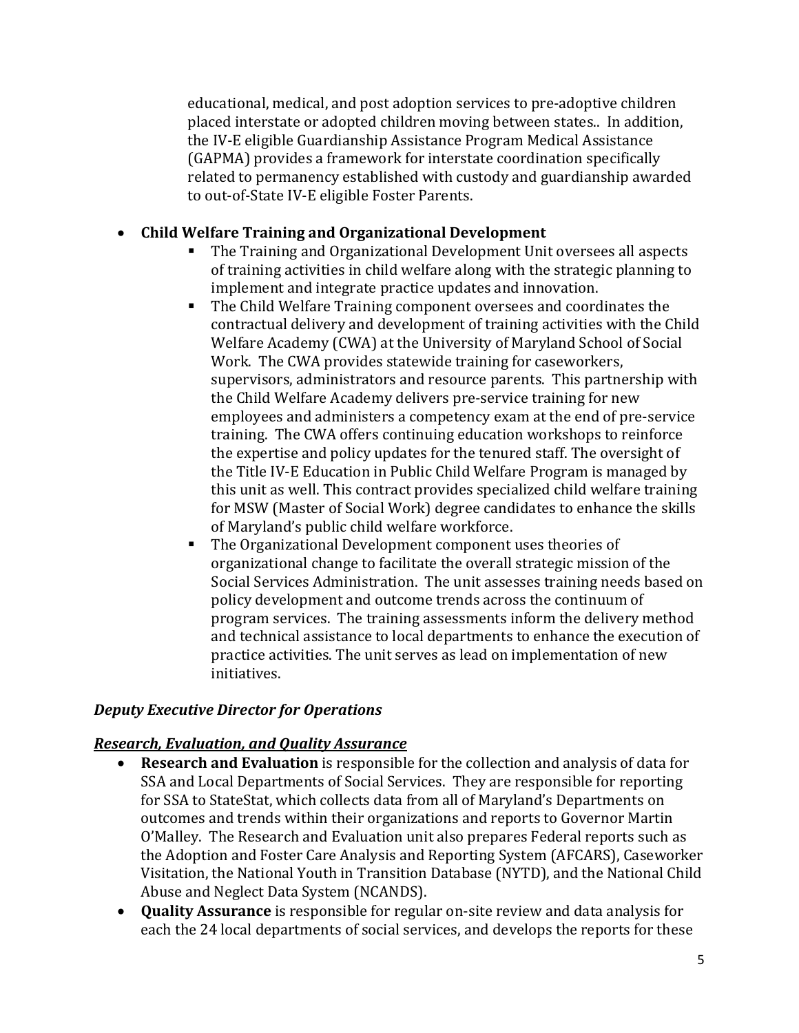educational, medical, and post adoption services to pre-adoptive children placed interstate or adopted children moving between states.. In addition, the IV-E eligible Guardianship Assistance Program Medical Assistance (GAPMA) provides a framework for interstate coordination specifically related to permanency established with custody and guardianship awarded to out-of-State IV-E eligible Foster Parents.

- **Child Welfare Training and Organizational Development**
    - The Training and Organizational Development Unit oversees all aspects of training activities in child welfare along with the strategic planning to implement and integrate practice updates and innovation.
    - The Child Welfare Training component oversees and coordinates the contractual delivery and development of training activities with the Child Welfare Academy (CWA) at the University of Maryland School of Social Work. The CWA provides statewide training for caseworkers, supervisors, administrators and resource parents. This partnership with the Child Welfare Academy delivers pre-service training for new employees and administers a competency exam at the end of pre-service training. The CWA offers continuing education workshops to reinforce the expertise and policy updates for the tenured staff. The oversight of the Title IV-E Education in Public Child Welfare Program is managed by this unit as well. This contract provides specialized child welfare training for MSW (Master of Social Work) degree candidates to enhance the skills of Maryland's public child welfare workforce.
    - The Organizational Development component uses theories of organizational change to facilitate the overall strategic mission of the Social Services Administration. The unit assesses training needs based on policy development and outcome trends across the continuum of program services. The training assessments inform the delivery method and technical assistance to local departments to enhance the execution of practice activities. The unit serves as lead on implementation of new initiatives.

***Deputy Executive Director for Operations***

***<u>Research, Evaluation, and Quality Assurance</u>***

- **Research and Evaluation** is responsible for the collection and analysis of data for SSA and Local Departments of Social Services. They are responsible for reporting for SSA to StateStat, which collects data from all of Maryland's Departments on outcomes and trends within their organizations and reports to Governor Martin O'Malley. The Research and Evaluation unit also prepares Federal reports such as the Adoption and Foster Care Analysis and Reporting System (AFCARS), Caseworker Visitation, the National Youth in Transition Database (NYTD), and the National Child Abuse and Neglect Data System (NCANDS).
- **Quality Assurance** is responsible for regular on-site review and data analysis for each the 24 local departments of social services, and develops the reports for these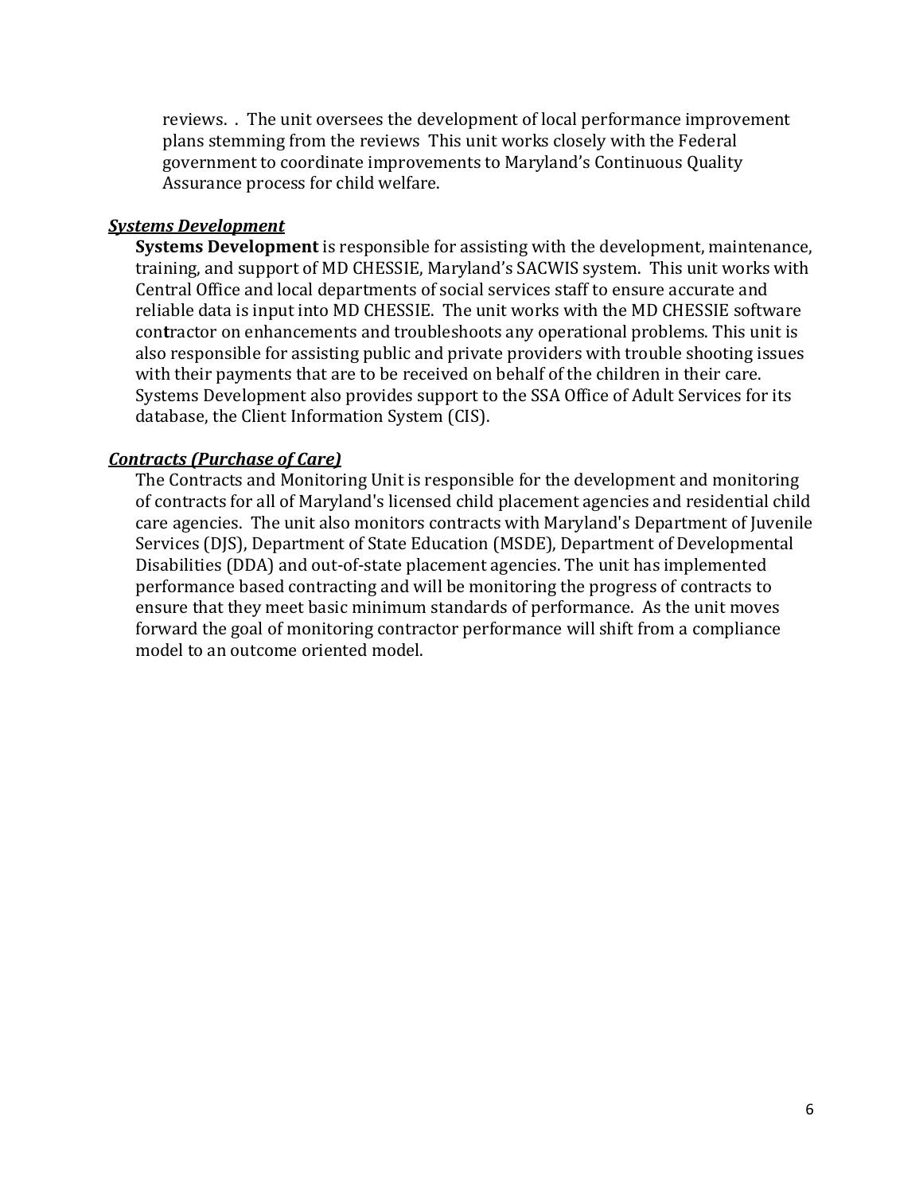reviews. . The unit oversees the development of local performance improvement plans stemming from the reviews This unit works closely with the Federal government to coordinate improvements to Maryland's Continuous Quality Assurance process for child welfare.

***Systems Development***

**Systems Development** is responsible for assisting with the development, maintenance, training, and support of MD CHESSIE, Maryland's SACWIS system. This unit works with Central Office and local departments of social services staff to ensure accurate and reliable data is input into MD CHESSIE. The unit works with the MD CHESSIE software contractor on enhancements and troubleshoots any operational problems. This unit is also responsible for assisting public and private providers with trouble shooting issues with their payments that are to be received on behalf of the children in their care. Systems Development also provides support to the SSA Office of Adult Services for its database, the Client Information System (CIS).

***Contracts (Purchase of Care)***

The Contracts and Monitoring Unit is responsible for the development and monitoring of contracts for all of Maryland's licensed child placement agencies and residential child care agencies. The unit also monitors contracts with Maryland's Department of Juvenile Services (DJS), Department of State Education (MSDE), Department of Developmental Disabilities (DDA) and out-of-state placement agencies. The unit has implemented performance based contracting and will be monitoring the progress of contracts to ensure that they meet basic minimum standards of performance. As the unit moves forward the goal of monitoring contractor performance will shift from a compliance model to an outcome oriented model.